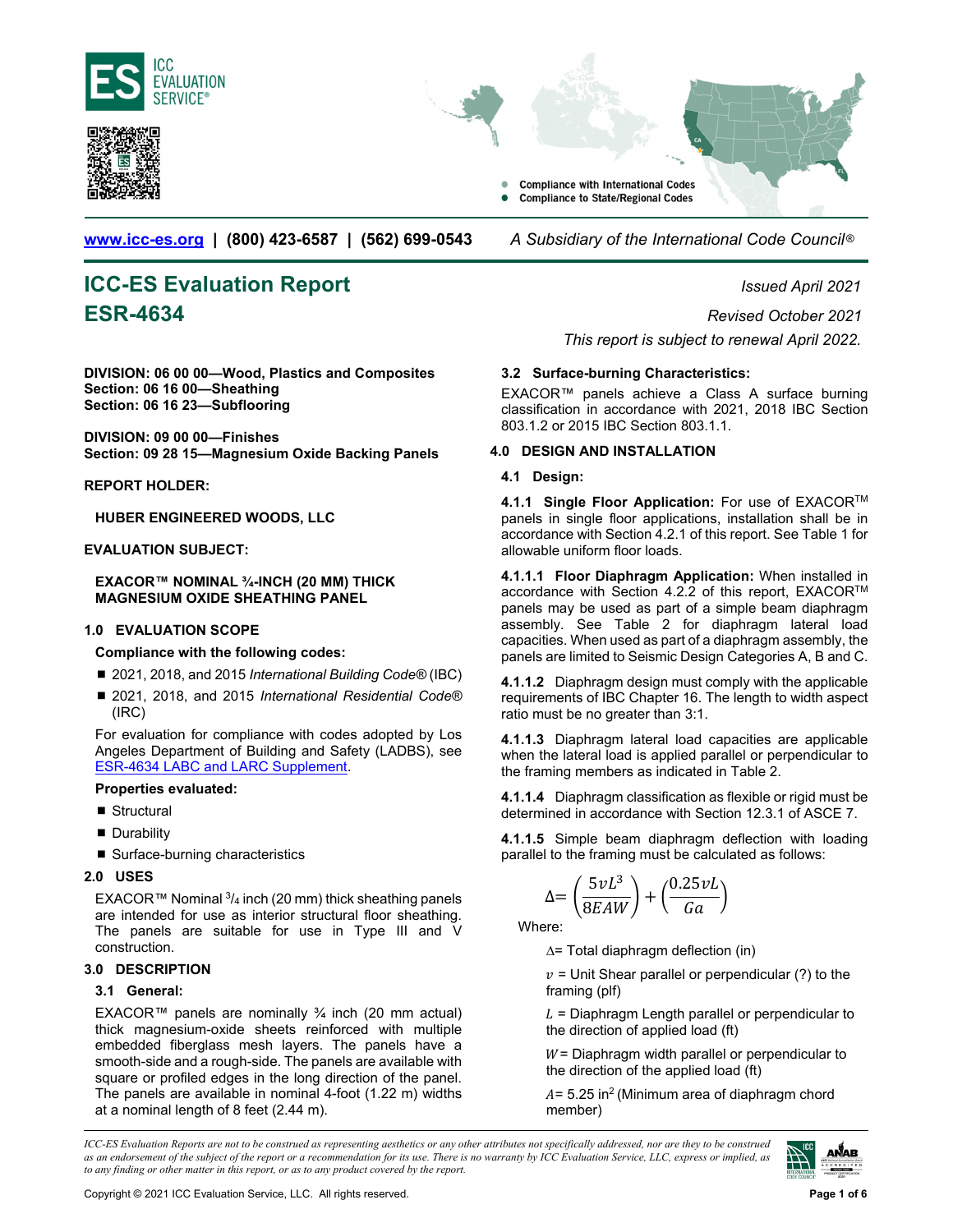www.icc-es.org | (800) 423-6587 | (562) 699-0543 *A Subsidiary of the International Code Council®*

# ICC-ES Evaluation Report

# ESR-4634

*Issued April 2021*

*Revised October 2021*

*This report is subject to renewal April 2022.*

**DIVISION: 06 00 00—Wood, Plastics and Composites**
**Section: 06 16 00—Sheathing**
**Section: 06 16 23—Subflooring**

**DIVISION: 09 00 00—Finishes**
**Section: 09 28 15—Magnesium Oxide Backing Panels**

**REPORT HOLDER:**

**HUBER ENGINEERED WOODS, LLC**

**EVALUATION SUBJECT:**

**EXACOR™ NOMINAL ¾-INCH (20 MM) THICK MAGNESIUM OXIDE SHEATHING PANEL**

## 1.0 EVALUATION SCOPE

**Compliance with the following codes:**

- 2021, 2018, and 2015 *International Building Code®* (IBC)
- 2021, 2018, and 2015 *International Residential Code®* (IRC)

For evaluation for compliance with codes adopted by Los Angeles Department of Building and Safety (LADBS), see ESR-4634 LABC and LARC Supplement.

**Properties evaluated:**

- Structural
- Durability
- Surface-burning characteristics

## 2.0 USES

EXACOR™ Nominal $^3/_4$ inch (20 mm) thick sheathing panels are intended for use as interior structural floor sheathing. The panels are suitable for use in Type III and V construction.

## 3.0 DESCRIPTION

### 3.1 General:

EXACOR™ panels are nominally ¾ inch (20 mm actual) thick magnesium-oxide sheets reinforced with multiple embedded fiberglass mesh layers. The panels have a smooth-side and a rough-side. The panels are available with square or profiled edges in the long direction of the panel. The panels are available in nominal 4-foot (1.22 m) widths at a nominal length of 8 feet (2.44 m).

### 3.2 Surface-burning Characteristics:

EXACOR™ panels achieve a Class A surface burning classification in accordance with 2021, 2018 IBC Section 803.1.2 or 2015 IBC Section 803.1.1.

## 4.0 DESIGN AND INSTALLATION

### 4.1 Design:

**4.1.1 Single Floor Application:** For use of EXACOR™ panels in single floor applications, installation shall be in accordance with Section 4.2.1 of this report. See Table 1 for allowable uniform floor loads.

**4.1.1.1 Floor Diaphragm Application:** When installed in accordance with Section 4.2.2 of this report, EXACOR™ panels may be used as part of a simple beam diaphragm assembly. See Table 2 for diaphragm lateral load capacities. When used as part of a diaphragm assembly, the panels are limited to Seismic Design Categories A, B and C.

**4.1.1.2** Diaphragm design must comply with the applicable requirements of IBC Chapter 16. The length to width aspect ratio must be no greater than 3:1.

**4.1.1.3** Diaphragm lateral load capacities are applicable when the lateral load is applied parallel or perpendicular to the framing members as indicated in Table 2.

**4.1.1.4** Diaphragm classification as flexible or rigid must be determined in accordance with Section 12.3.1 of ASCE 7.

**4.1.1.5** Simple beam diaphragm deflection with loading parallel to the framing must be calculated as follows:

$$\Delta = \left(\frac{5vL^3}{8EAW}\right) + \left(\frac{0.25vL}{Ga}\right)$$

Where:

$\Delta$ = Total diaphragm deflection (in)

$v$ = Unit Shear parallel or perpendicular (?) to the framing (plf)

$L$ = Diaphragm Length parallel or perpendicular to the direction of applied load (ft)

$W$ = Diaphragm width parallel or perpendicular to the direction of the applied load (ft)

$A$ = 5.25 in$^2$ (Minimum area of diaphragm chord member)

*ICC-ES Evaluation Reports are not to be construed as representing aesthetics or any other attributes not specifically addressed, nor are they to be construed as an endorsement of the subject of the report or a recommendation for its use. There is no warranty by ICC Evaluation Service, LLC, express or implied, as to any finding or other matter in this report, or as to any product covered by the report.*

Copyright © 2021 ICC Evaluation Service, LLC. All rights reserved.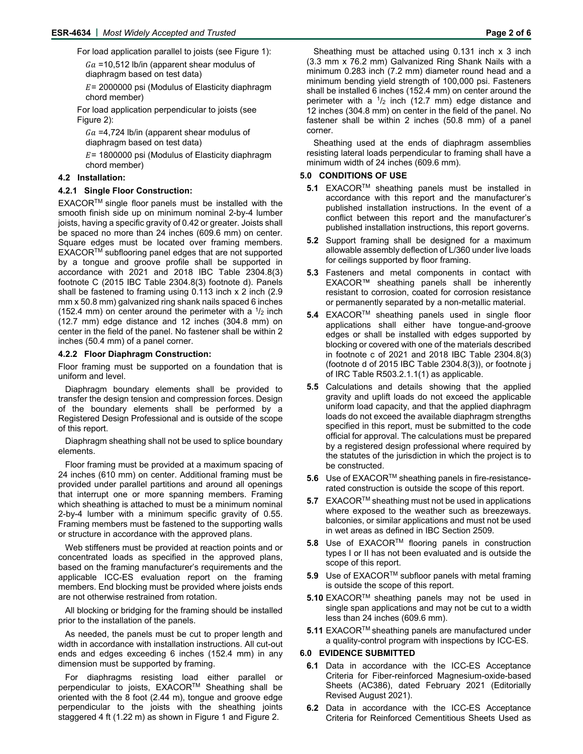For load application parallel to joists (see Figure 1):

$Ga$ =10,512 lb/in (apparent shear modulus of diaphragm based on test data)

$E$= 2000000 psi (Modulus of Elasticity diaphragm chord member)

For load application perpendicular to joists (see Figure 2):

$Ga$ =4,724 lb/in (apparent shear modulus of diaphragm based on test data)

$E$= 1800000 psi (Modulus of Elasticity diaphragm chord member)

### 4.2 Installation:

#### 4.2.1 Single Floor Construction:

EXACOR™ single floor panels must be installed with the smooth finish side up on minimum nominal 2-by-4 lumber joists, having a specific gravity of 0.42 or greater. Joists shall be spaced no more than 24 inches (609.6 mm) on center. Square edges must be located over framing members. EXACOR™ subflooring panel edges that are not supported by a tongue and groove profile shall be supported in accordance with 2021 and 2018 IBC Table 2304.8(3) footnote C (2015 IBC Table 2304.8(3) footnote d). Panels shall be fastened to framing using 0.113 inch x 2 inch (2.9 mm x 50.8 mm) galvanized ring shank nails spaced 6 inches (152.4 mm) on center around the perimeter with a 1/2 inch (12.7 mm) edge distance and 12 inches (304.8 mm) on center in the field of the panel. No fastener shall be within 2 inches (50.4 mm) of a panel corner.

#### 4.2.2 Floor Diaphragm Construction:

Floor framing must be supported on a foundation that is uniform and level.

Diaphragm boundary elements shall be provided to transfer the design tension and compression forces. Design of the boundary elements shall be performed by a Registered Design Professional and is outside of the scope of this report.

Diaphragm sheathing shall not be used to splice boundary elements.

Floor framing must be provided at a maximum spacing of 24 inches (610 mm) on center. Additional framing must be provided under parallel partitions and around all openings that interrupt one or more spanning members. Framing which sheathing is attached to must be a minimum nominal 2-by-4 lumber with a minimum specific gravity of 0.55. Framing members must be fastened to the supporting walls or structure in accordance with the approved plans.

Web stiffeners must be provided at reaction points and or concentrated loads as specified in the approved plans, based on the framing manufacturer's requirements and the applicable ICC-ES evaluation report on the framing members. End blocking must be provided where joists ends are not otherwise restrained from rotation.

All blocking or bridging for the framing should be installed prior to the installation of the panels.

As needed, the panels must be cut to proper length and width in accordance with installation instructions. All cut-out ends and edges exceeding 6 inches (152.4 mm) in any dimension must be supported by framing.

For diaphragms resisting load either parallel or perpendicular to joists, EXACOR™ Sheathing shall be oriented with the 8 foot (2.44 m), tongue and groove edge perpendicular to the joists with the sheathing joints staggered 4 ft (1.22 m) as shown in Figure 1 and Figure 2.

Sheathing must be attached using 0.131 inch x 3 inch (3.3 mm x 76.2 mm) Galvanized Ring Shank Nails with a minimum 0.283 inch (7.2 mm) diameter round head and a minimum bending yield strength of 100,000 psi. Fasteners shall be installed 6 inches (152.4 mm) on center around the perimeter with a 1/2 inch (12.7 mm) edge distance and 12 inches (304.8 mm) on center in the field of the panel. No fastener shall be within 2 inches (50.8 mm) of a panel corner.

Sheathing used at the ends of diaphragm assemblies resisting lateral loads perpendicular to framing shall have a minimum width of 24 inches (609.6 mm).

## 5.0 CONDITIONS OF USE

- **5.1** EXACOR™ sheathing panels must be installed in accordance with this report and the manufacturer's published installation instructions. In the event of a conflict between this report and the manufacturer's published installation instructions, this report governs.
- **5.2** Support framing shall be designed for a maximum allowable assembly deflection of L/360 under live loads for ceilings supported by floor framing.
- **5.3** Fasteners and metal components in contact with EXACOR™ sheathing panels shall be inherently resistant to corrosion, coated for corrosion resistance or permanently separated by a non-metallic material.
- **5.4** EXACOR™ sheathing panels used in single floor applications shall either have tongue-and-groove edges or shall be installed with edges supported by blocking or covered with one of the materials described in footnote c of 2021 and 2018 IBC Table 2304.8(3) (footnote d of 2015 IBC Table 2304.8(3)), or footnote j of IRC Table R503.2.1.1(1) as applicable.
- **5.5** Calculations and details showing that the applied gravity and uplift loads do not exceed the applicable uniform load capacity, and that the applied diaphragm loads do not exceed the available diaphragm strengths specified in this report, must be submitted to the code official for approval. The calculations must be prepared by a registered design professional where required by the statutes of the jurisdiction in which the project is to be constructed.
- **5.6** Use of EXACOR™ sheathing panels in fire-resistance-rated construction is outside the scope of this report.
- **5.7** EXACOR™ sheathing must not be used in applications where exposed to the weather such as breezeways. balconies, or similar applications and must not be used in wet areas as defined in IBC Section 2509.
- **5.8** Use of EXACOR™ flooring panels in construction types I or II has not been evaluated and is outside the scope of this report.
- **5.9** Use of EXACOR™ subfloor panels with metal framing is outside the scope of this report.
- **5.10** EXACOR™ sheathing panels may not be used in single span applications and may not be cut to a width less than 24 inches (609.6 mm).
- **5.11** EXACOR™ sheathing panels are manufactured under a quality-control program with inspections by ICC-ES.

## 6.0 EVIDENCE SUBMITTED

- **6.1** Data in accordance with the ICC-ES Acceptance Criteria for Fiber-reinforced Magnesium-oxide-based Sheets (AC386), dated February 2021 (Editorially Revised August 2021).
- **6.2** Data in accordance with the ICC-ES Acceptance Criteria for Reinforced Cementitious Sheets Used as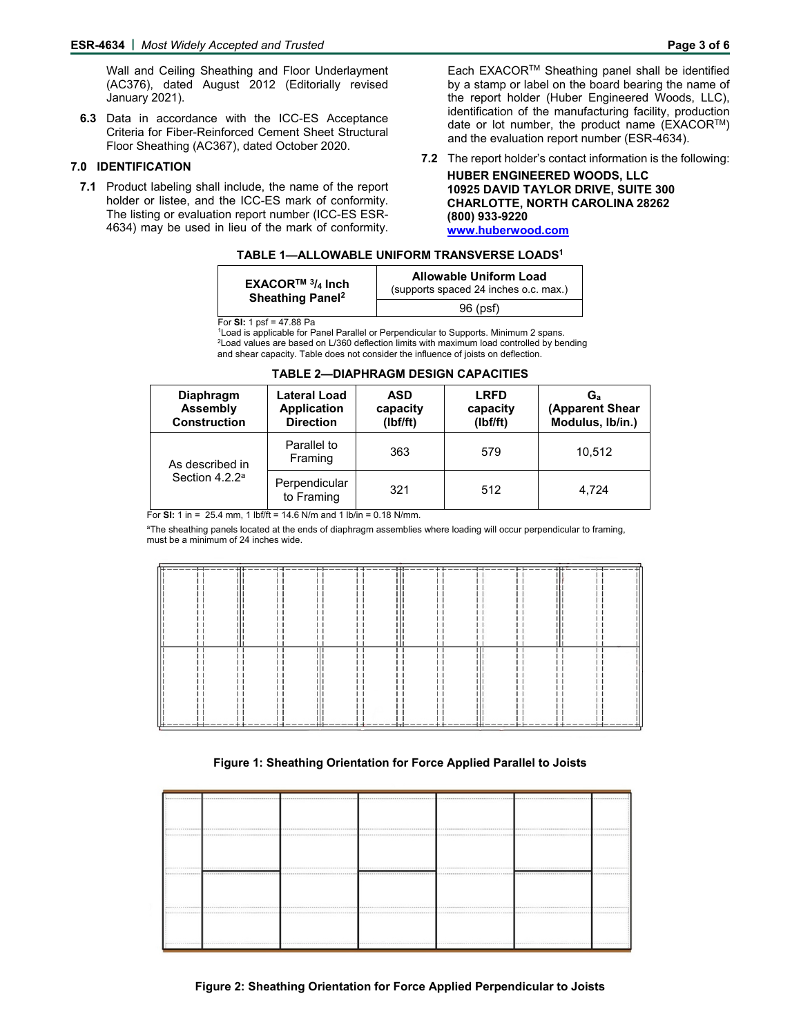Wall and Ceiling Sheathing and Floor Underlayment (AC376), dated August 2012 (Editorially revised January 2021).

**6.3** Data in accordance with the ICC-ES Acceptance Criteria for Fiber-Reinforced Cement Sheet Structural Floor Sheathing (AC367), dated October 2020.

## 7.0 IDENTIFICATION

**7.1** Product labeling shall include, the name of the report holder or listee, and the ICC-ES mark of conformity. The listing or evaluation report number (ICC-ES ESR-4634) may be used in lieu of the mark of conformity.

Each EXACOR™ Sheathing panel shall be identified by a stamp or label on the board bearing the name of the report holder (Huber Engineered Woods, LLC), identification of the manufacturing facility, production date or lot number, the product name (EXACOR™) and the evaluation report number (ESR-4634).

**7.2** The report holder's contact information is the following:

**HUBER ENGINEERED WOODS, LLC**
**10925 DAVID TAYLOR DRIVE, SUITE 300**
**CHARLOTTE, NORTH CAROLINA 28262**
**(800) 933-9220**
**www.huberwood.com**

**TABLE 1—ALLOWABLE UNIFORM TRANSVERSE LOADS[1]**

| EXACOR™ 3/4 Inch Sheathing Panel[2] | Allowable Uniform Load (supports spaced 24 inches o.c. max.) |
|---|---|
| | 96 (psf) |

For **SI:** 1 psf = 47.88 Pa

[1]Load is applicable for Panel Parallel or Perpendicular to Supports. Minimum 2 spans.

[2]Load values are based on L/360 deflection limits with maximum load controlled by bending and shear capacity. Table does not consider the influence of joists on deflection.

**TABLE 2—DIAPHRAGM DESIGN CAPACITIES**

| Diaphragm Assembly Construction | Lateral Load Application Direction | ASD capacity (lbf/ft) | LRFD capacity (lbf/ft) | $G_a$ (Apparent Shear Modulus, lb/in.) |
|---|---|---|---|---|
| As described in Section 4.2.2[a] | Parallel to Framing | 363 | 579 | 10,512 |
| | Perpendicular to Framing | 321 | 512 | 4,724 |

For **SI:** 1 in = 25.4 mm, 1 lbf/ft = 14.6 N/m and 1 lb/in = 0.18 N/mm.

[a]The sheathing panels located at the ends of diaphragm assemblies where loading will occur perpendicular to framing, must be a minimum of 24 inches wide.

**Figure 1: Sheathing Orientation for Force Applied Parallel to Joists**

**Figure 2: Sheathing Orientation for Force Applied Perpendicular to Joists**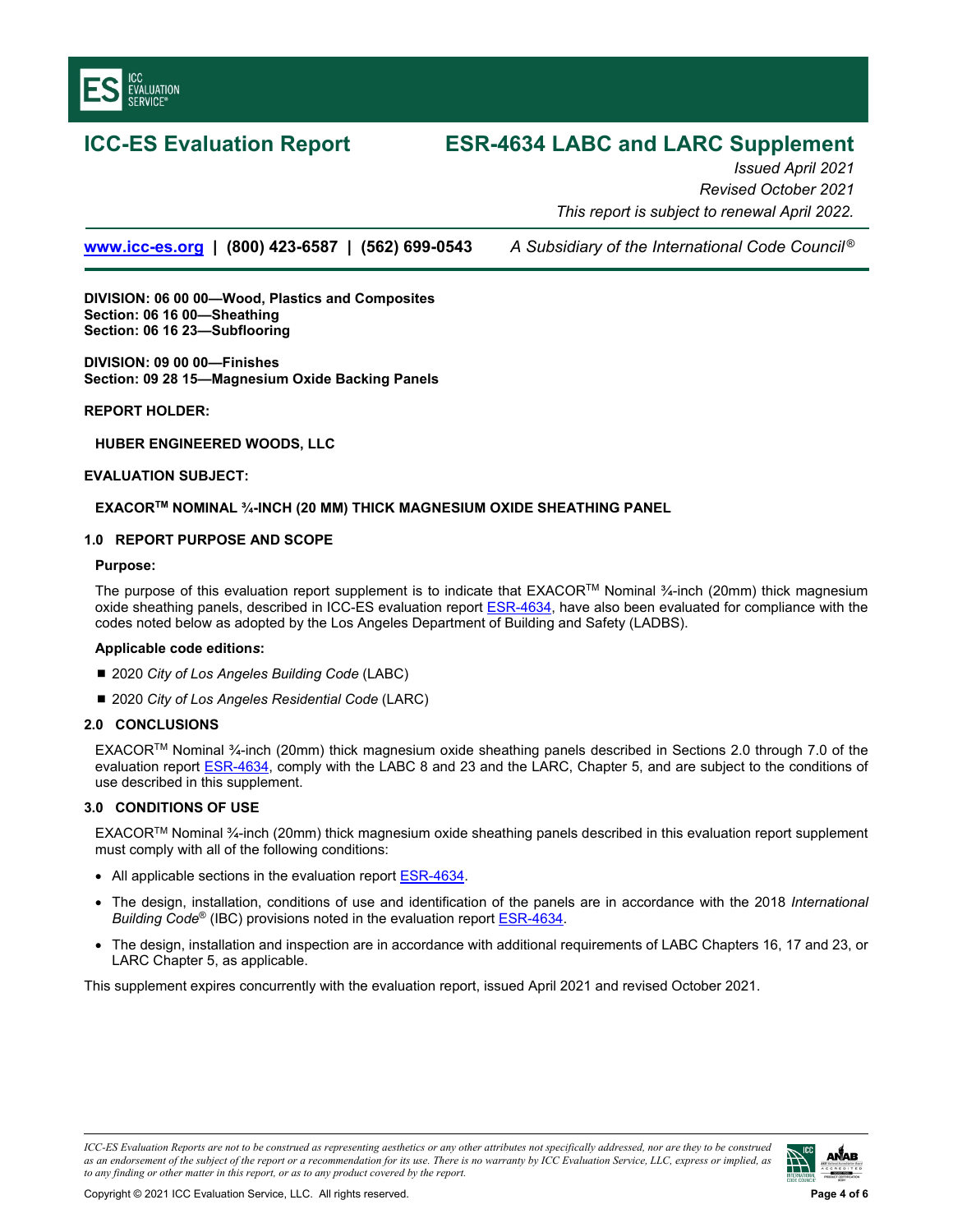# ICC-ES Evaluation Report

# ESR-4634 LABC and LARC Supplement

*Issued April 2021*
*Revised October 2021*
*This report is subject to renewal April 2022.*

**www.icc-es.org | (800) 423-6587 | (562) 699-0543** *A Subsidiary of the International Code Council®*

**DIVISION: 06 00 00—Wood, Plastics and Composites**
**Section: 06 16 00—Sheathing**
**Section: 06 16 23—Subflooring**

**DIVISION: 09 00 00—Finishes**
**Section: 09 28 15—Magnesium Oxide Backing Panels**

**REPORT HOLDER:**

**HUBER ENGINEERED WOODS, LLC**

**EVALUATION SUBJECT:**

**EXACOR™ NOMINAL ¾-INCH (20 MM) THICK MAGNESIUM OXIDE SHEATHING PANEL**

## 1.0 REPORT PURPOSE AND SCOPE

**Purpose:**

The purpose of this evaluation report supplement is to indicate that EXACOR™ Nominal ¾-inch (20mm) thick magnesium oxide sheathing panels, described in ICC-ES evaluation report ESR-4634, have also been evaluated for compliance with the codes noted below as adopted by the Los Angeles Department of Building and Safety (LADBS).

**Applicable code editions:**

- 2020 *City of Los Angeles Building Code* (LABC)
- 2020 *City of Los Angeles Residential Code* (LARC)

## 2.0 CONCLUSIONS

EXACOR™ Nominal ¾-inch (20mm) thick magnesium oxide sheathing panels described in Sections 2.0 through 7.0 of the evaluation report ESR-4634, comply with the LABC 8 and 23 and the LARC, Chapter 5, and are subject to the conditions of use described in this supplement.

## 3.0 CONDITIONS OF USE

EXACOR™ Nominal ¾-inch (20mm) thick magnesium oxide sheathing panels described in this evaluation report supplement must comply with all of the following conditions:

- All applicable sections in the evaluation report ESR-4634.
- The design, installation, conditions of use and identification of the panels are in accordance with the 2018 *International Building Code*® (IBC) provisions noted in the evaluation report ESR-4634.
- The design, installation and inspection are in accordance with additional requirements of LABC Chapters 16, 17 and 23, or LARC Chapter 5, as applicable.

This supplement expires concurrently with the evaluation report, issued April 2021 and revised October 2021.

*ICC-ES Evaluation Reports are not to be construed as representing aesthetics or any other attributes not specifically addressed, nor are they to be construed as an endorsement of the subject of the report or a recommendation for its use. There is no warranty by ICC Evaluation Service, LLC, express or implied, as to any finding or other matter in this report, or as to any product covered by the report.*

Copyright © 2021 ICC Evaluation Service, LLC. All rights reserved.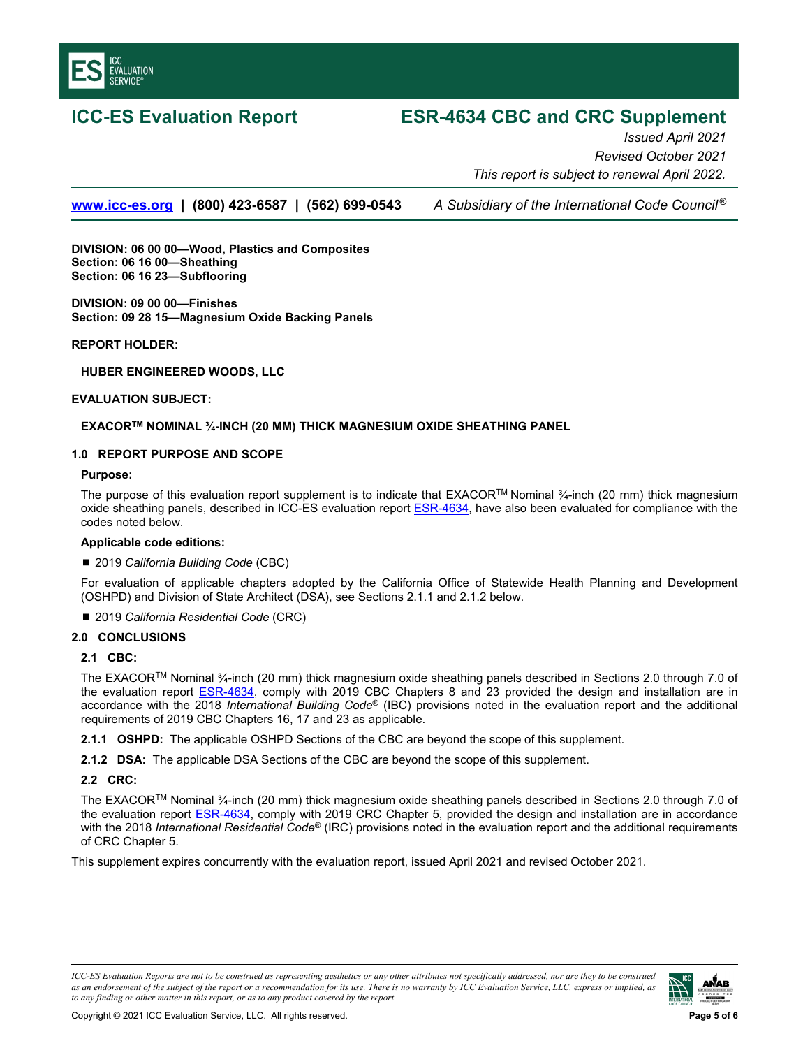# ICC-ES Evaluation Report

# ESR-4634 CBC and CRC Supplement

*Issued April 2021*
*Revised October 2021*
*This report is subject to renewal April 2022.*

[www.icc-es.org](http://www.icc-es.org) | (800) 423-6587 | (562) 699-0543 *A Subsidiary of the International Code Council®*

**DIVISION: 06 00 00—Wood, Plastics and Composites**
**Section: 06 16 00—Sheathing**
**Section: 06 16 23—Subflooring**

**DIVISION: 09 00 00—Finishes**
**Section: 09 28 15—Magnesium Oxide Backing Panels**

**REPORT HOLDER:**

**HUBER ENGINEERED WOODS, LLC**

**EVALUATION SUBJECT:**

**EXACOR™ NOMINAL ¾-INCH (20 MM) THICK MAGNESIUM OXIDE SHEATHING PANEL**

## 1.0 REPORT PURPOSE AND SCOPE

**Purpose:**

The purpose of this evaluation report supplement is to indicate that EXACOR™ Nominal ¾-inch (20 mm) thick magnesium oxide sheathing panels, described in ICC-ES evaluation report ESR-4634, have also been evaluated for compliance with the codes noted below.

**Applicable code editions:**

- 2019 *California Building Code* (CBC)

For evaluation of applicable chapters adopted by the California Office of Statewide Health Planning and Development (OSHPD) and Division of State Architect (DSA), see Sections 2.1.1 and 2.1.2 below.

- 2019 *California Residential Code* (CRC)

## 2.0 CONCLUSIONS

### 2.1 CBC:

The EXACOR™ Nominal ¾-inch (20 mm) thick magnesium oxide sheathing panels described in Sections 2.0 through 7.0 of the evaluation report ESR-4634, comply with 2019 CBC Chapters 8 and 23 provided the design and installation are in accordance with the 2018 *International Building Code*® (IBC) provisions noted in the evaluation report and the additional requirements of 2019 CBC Chapters 16, 17 and 23 as applicable.

**2.1.1 OSHPD:** The applicable OSHPD Sections of the CBC are beyond the scope of this supplement.

**2.1.2 DSA:** The applicable DSA Sections of the CBC are beyond the scope of this supplement.

### 2.2 CRC:

The EXACOR™ Nominal ¾-inch (20 mm) thick magnesium oxide sheathing panels described in Sections 2.0 through 7.0 of the evaluation report ESR-4634, comply with 2019 CRC Chapter 5, provided the design and installation are in accordance with the 2018 *International Residential Code*® (IRC) provisions noted in the evaluation report and the additional requirements of CRC Chapter 5.

This supplement expires concurrently with the evaluation report, issued April 2021 and revised October 2021.

*ICC-ES Evaluation Reports are not to be construed as representing aesthetics or any other attributes not specifically addressed, nor are they to be construed as an endorsement of the subject of the report or a recommendation for its use. There is no warranty by ICC Evaluation Service, LLC, express or implied, as to any finding or other matter in this report, or as to any product covered by the report.*

Copyright © 2021 ICC Evaluation Service, LLC. All rights reserved.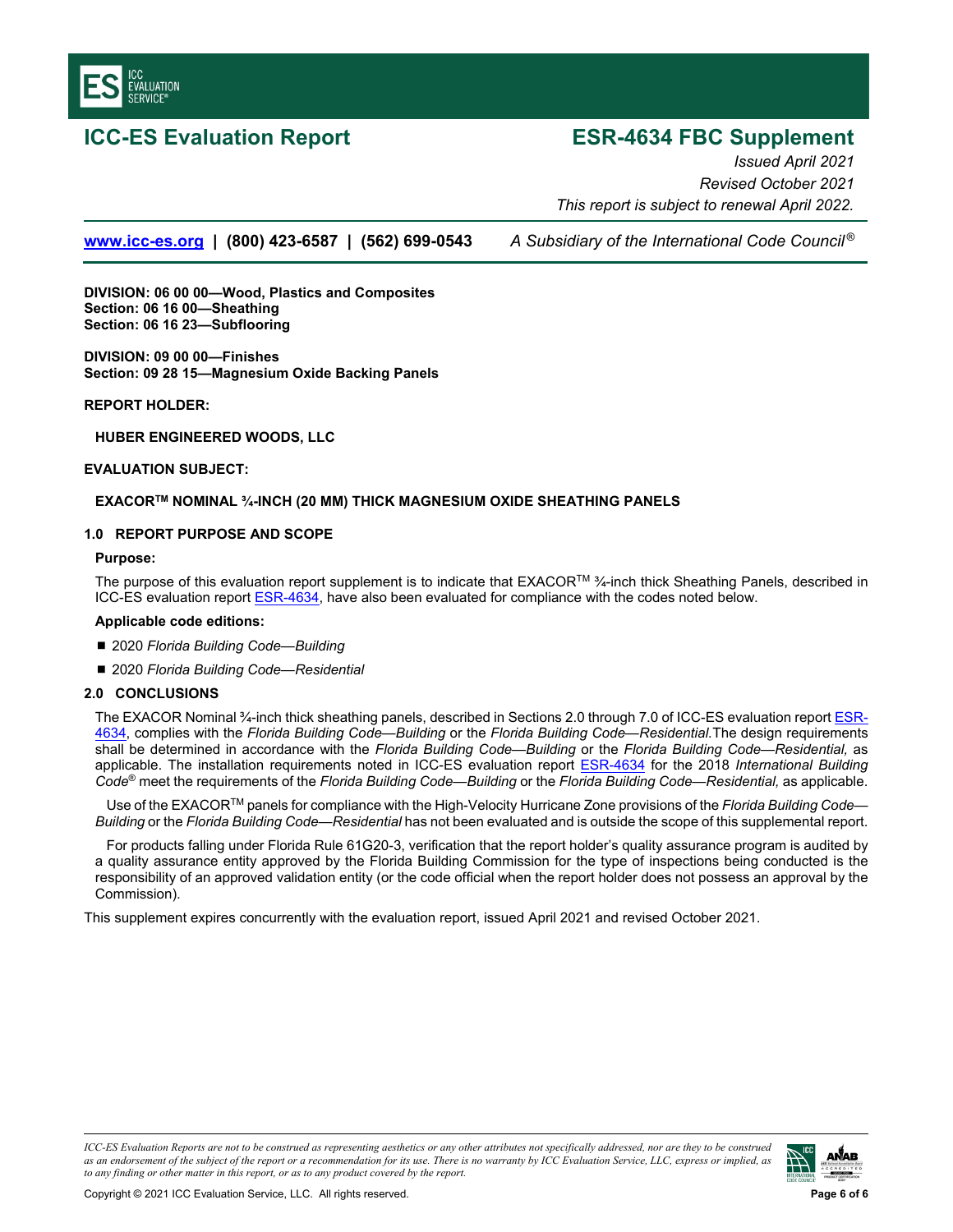# ICC-ES Evaluation Report

# ESR-4634 FBC Supplement

*Issued April 2021*

*Revised October 2021*

*This report is subject to renewal April 2022.*

www.icc-es.org | (800) 423-6587 | (562) 699-0543 *A Subsidiary of the International Code Council®*

**DIVISION: 06 00 00—Wood, Plastics and Composites**
**Section: 06 16 00—Sheathing**
**Section: 06 16 23—Subflooring**

**DIVISION: 09 00 00—Finishes**
**Section: 09 28 15—Magnesium Oxide Backing Panels**

**REPORT HOLDER:**

**HUBER ENGINEERED WOODS, LLC**

**EVALUATION SUBJECT:**

**EXACOR™ NOMINAL ¾-INCH (20 MM) THICK MAGNESIUM OXIDE SHEATHING PANELS**

## 1.0 REPORT PURPOSE AND SCOPE

**Purpose:**

The purpose of this evaluation report supplement is to indicate that EXACOR™ ¾-inch thick Sheathing Panels, described in ICC-ES evaluation report ESR-4634, have also been evaluated for compliance with the codes noted below.

**Applicable code editions:**

- 2020 *Florida Building Code—Building*
- 2020 *Florida Building Code—Residential*

## 2.0 CONCLUSIONS

The EXACOR Nominal ¾-inch thick sheathing panels, described in Sections 2.0 through 7.0 of ICC-ES evaluation report ESR-4634, complies with the *Florida Building Code—Building* or the *Florida Building Code—Residential.* The design requirements shall be determined in accordance with the *Florida Building Code—Building* or the *Florida Building Code—Residential,* as applicable. The installation requirements noted in ICC-ES evaluation report ESR-4634 for the 2018 *International Building Code®* meet the requirements of the *Florida Building Code—Building* or the *Florida Building Code—Residential,* as applicable.

Use of the EXACOR™ panels for compliance with the High-Velocity Hurricane Zone provisions of the *Florida Building Code—Building* or the *Florida Building Code—Residential* has not been evaluated and is outside the scope of this supplemental report.

For products falling under Florida Rule 61G20-3, verification that the report holder's quality assurance program is audited by a quality assurance entity approved by the Florida Building Commission for the type of inspections being conducted is the responsibility of an approved validation entity (or the code official when the report holder does not possess an approval by the Commission).

This supplement expires concurrently with the evaluation report, issued April 2021 and revised October 2021.

*ICC-ES Evaluation Reports are not to be construed as representing aesthetics or any other attributes not specifically addressed, nor are they to be construed as an endorsement of the subject of the report or a recommendation for its use. There is no warranty by ICC Evaluation Service, LLC, express or implied, as to any finding or other matter in this report, or as to any product covered by the report.*

Copyright © 2021 ICC Evaluation Service, LLC. All rights reserved.